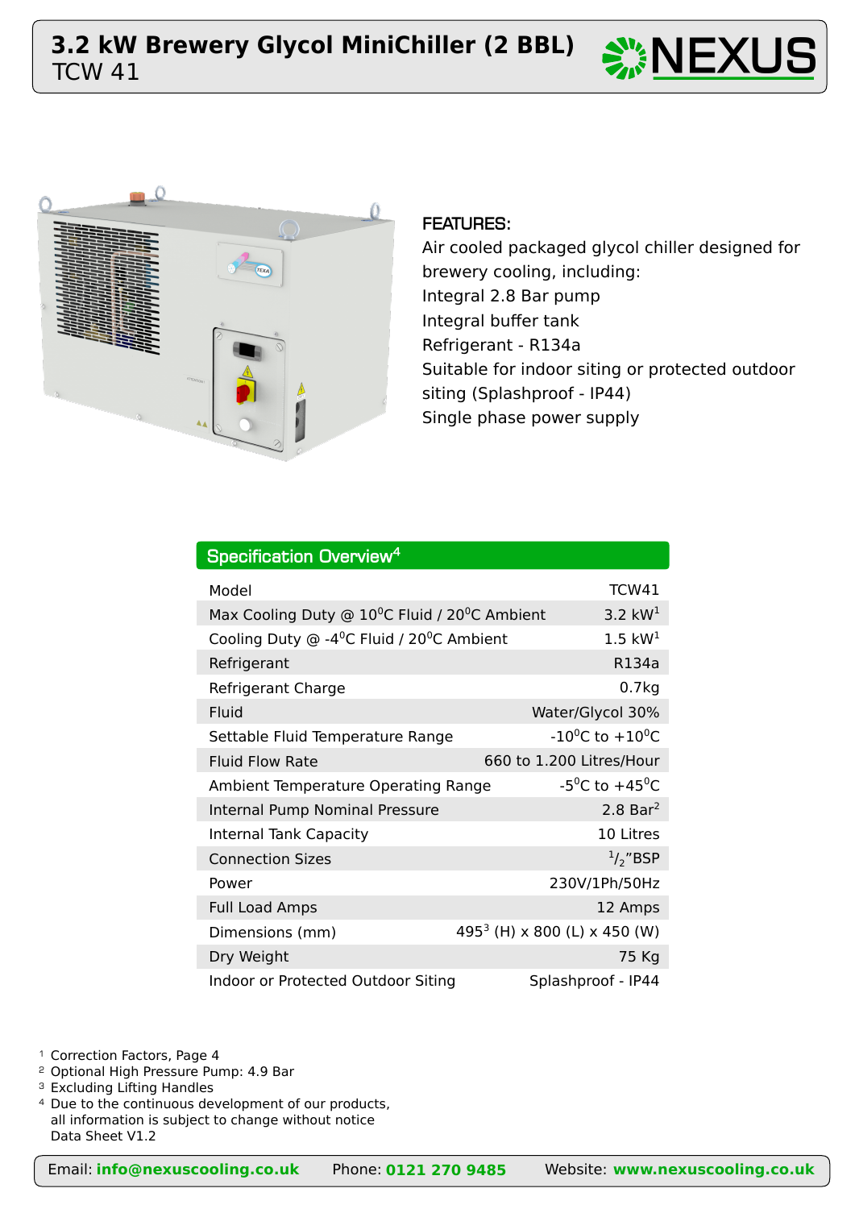# 3.2 kW Brewery Glycol MiniChiller (2 BBL)

TCW 41

**FEATURES:**

Air cooled packaged glycol chiller designed for brewery cooling, including:
Integral 2.8 Bar pump
Integral buffer tank
Refrigerant - R134a
Suitable for indoor siting or protected outdoor siting (Splashproof - IP44)
Single phase power supply

## Specification Overview[4]

| Model | TCW41 |
|---|---|
| Max Cooling Duty @ 10°C Fluid / 20°C Ambient | 3.2 kW[1] |
| Cooling Duty @ -4°C Fluid / 20°C Ambient | 1.5 kW[1] |
| Refrigerant | R134a |
| Refrigerant Charge | 0.7kg |
| Fluid | Water/Glycol 30% |
| Settable Fluid Temperature Range | -10°C to +10°C |
| Fluid Flow Rate | 660 to 1.200 Litres/Hour |
| Ambient Temperature Operating Range | -5°C to +45°C |
| Internal Pump Nominal Pressure | 2.8 Bar[2] |
| Internal Tank Capacity | 10 Litres |
| Connection Sizes | 1/2"BSP |
| Power | 230V/1Ph/50Hz |
| Full Load Amps | 12 Amps |
| Dimensions (mm) | 495[3] (H) x 800 (L) x 450 (W) |
| Dry Weight | 75 Kg |
| Indoor or Protected Outdoor Siting | Splashproof - IP44 |

1 Correction Factors, Page 4
2 Optional High Pressure Pump: 4.9 Bar
3 Excluding Lifting Handles
4 Due to the continuous development of our products, all information is subject to change without notice
Data Sheet V1.2

Email: **info@nexuscooling.co.uk** Phone: **0121 270 9485** Website: **www.nexuscooling.co.uk**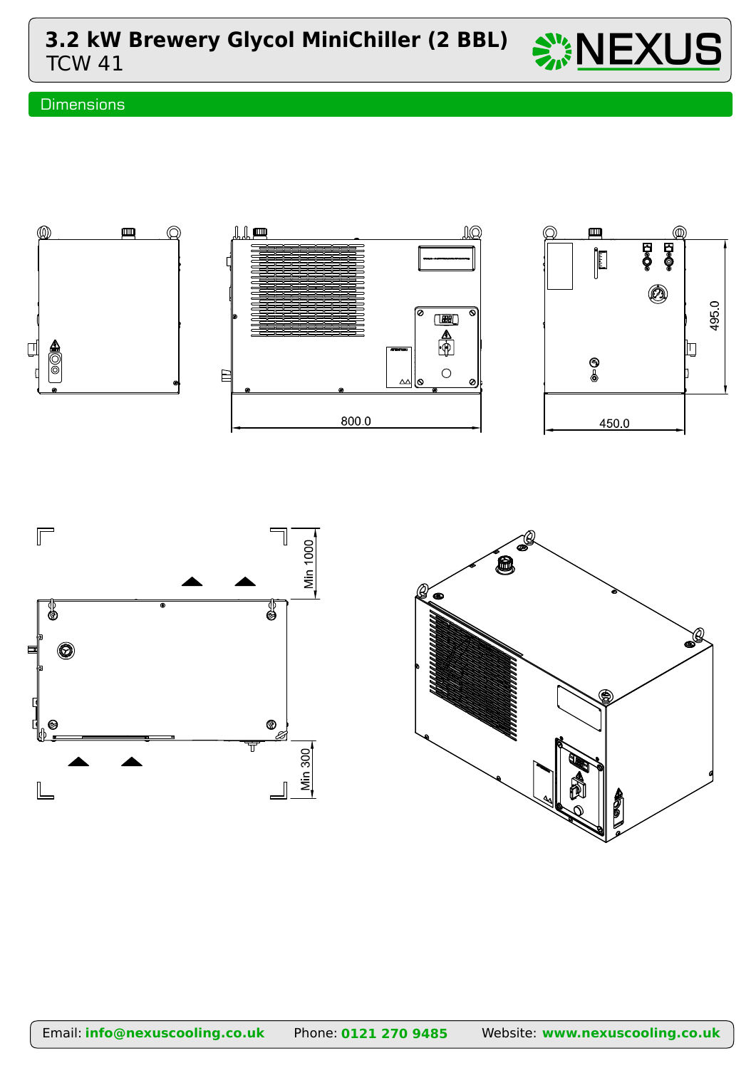# 3.2 kW Brewery Glycol MiniChiller (2 BBL)
TCW 41

## Dimensions

800.0

450.0

495.0

Min 1000

Min 300

Email: **info@nexuscooling.co.uk** Phone: **0121 270 9485** Website: **www.nexuscooling.co.uk**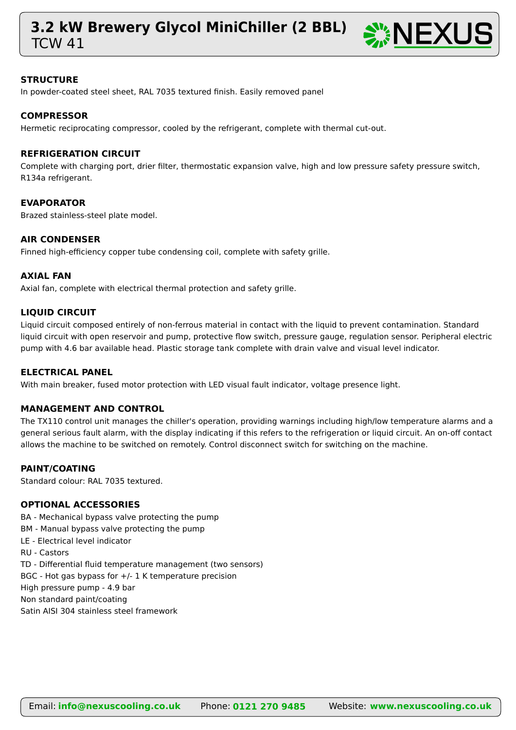# 3.2 kW Brewery Glycol MiniChiller (2 BBL)

TCW 41

### STRUCTURE

In powder-coated steel sheet, RAL 7035 textured finish. Easily removed panel

### COMPRESSOR

Hermetic reciprocating compressor, cooled by the refrigerant, complete with thermal cut-out.

### REFRIGERATION CIRCUIT

Complete with charging port, drier filter, thermostatic expansion valve, high and low pressure safety pressure switch, R134a refrigerant.

### EVAPORATOR

Brazed stainless-steel plate model.

### AIR CONDENSER

Finned high-efficiency copper tube condensing coil, complete with safety grille.

### AXIAL FAN

Axial fan, complete with electrical thermal protection and safety grille.

### LIQUID CIRCUIT

Liquid circuit composed entirely of non-ferrous material in contact with the liquid to prevent contamination. Standard liquid circuit with open reservoir and pump, protective flow switch, pressure gauge, regulation sensor. Peripheral electric pump with 4.6 bar available head. Plastic storage tank complete with drain valve and visual level indicator.

### ELECTRICAL PANEL

With main breaker, fused motor protection with LED visual fault indicator, voltage presence light.

### MANAGEMENT AND CONTROL

The TX110 control unit manages the chiller's operation, providing warnings including high/low temperature alarms and a general serious fault alarm, with the display indicating if this refers to the refrigeration or liquid circuit. An on-off contact allows the machine to be switched on remotely. Control disconnect switch for switching on the machine.

### PAINT/COATING

Standard colour: RAL 7035 textured.

### OPTIONAL ACCESSORIES

BA - Mechanical bypass valve protecting the pump
BM - Manual bypass valve protecting the pump
LE - Electrical level indicator
RU - Castors
TD - Differential fluid temperature management (two sensors)
BGC - Hot gas bypass for +/- 1 K temperature precision
High pressure pump - 4.9 bar
Non standard paint/coating
Satin AISI 304 stainless steel framework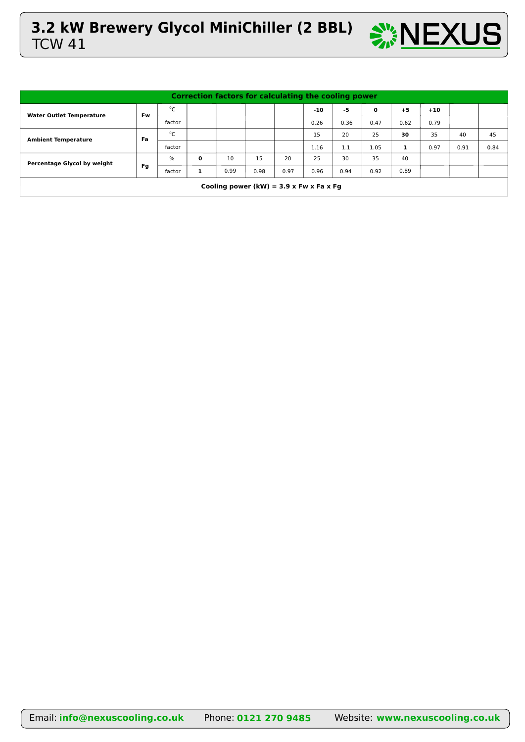| Correction factors for calculating the cooling power | | | | | | | | | | | | | |
|---|---|---|---|---|---|---|---|---|---|---|---|---|---|
| **Water Outlet Temperature** | **Fw** | $^0$C | | | | | **-10** | **-5** | **0** | **+5** | **+10** | | |
| | | factor | | | | | 0.26 | 0.36 | 0.47 | 0.62 | 0.79 | | |
| **Ambient Temperature** | **Fa** | $^0$C | | | | | 15 | 20 | 25 | **30** | 35 | 40 | 45 |
| | | factor | | | | | 1.16 | 1.1 | 1.05 | **1** | 0.97 | 0.91 | 0.84 |
| **Percentage Glycol by weight** | **Fg** | % | **0** | 10 | 15 | 20 | 25 | 30 | 35 | 40 | | | |
| | | factor | **1** | 0.99 | 0.98 | 0.97 | 0.96 | 0.94 | 0.92 | 0.89 | | | |

**Cooling power (kW) = 3.9 x Fw x Fa x Fg**